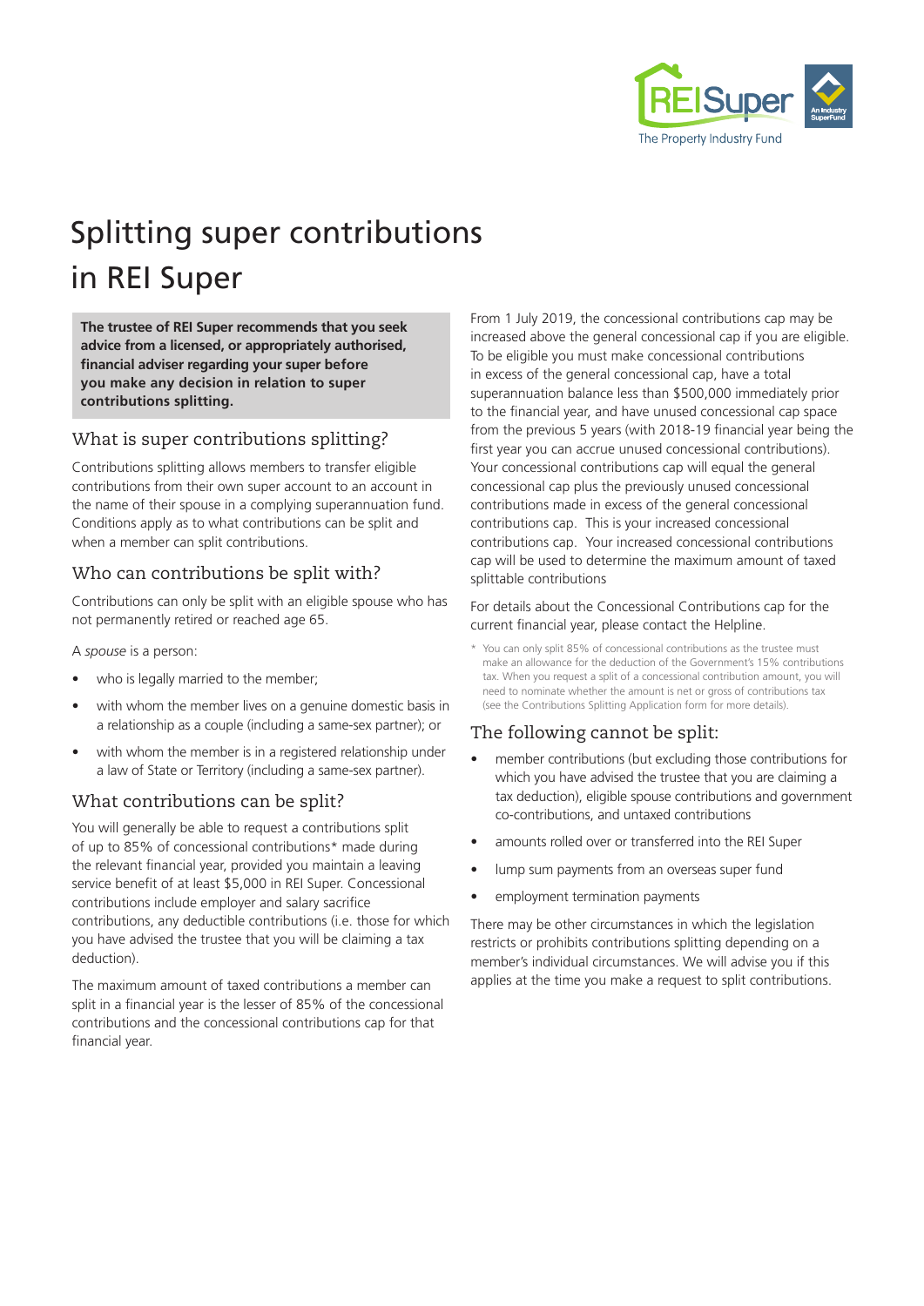# Splitting super contributions in REI Super

**The trustee of REI Super recommends that you seek advice from a licensed, or appropriately authorised, financial adviser regarding your super before you make any decision in relation to super contributions splitting.**

## What is super contributions splitting?

Contributions splitting allows members to transfer eligible contributions from their own super account to an account in the name of their spouse in a complying superannuation fund. Conditions apply as to what contributions can be split and when a member can split contributions.

## Who can contributions be split with?

Contributions can only be split with an eligible spouse who has not permanently retired or reached age 65.

A *spouse* is a person:

- who is legally married to the member;
- with whom the member lives on a genuine domestic basis in a relationship as a couple (including a same-sex partner); or
- with whom the member is in a registered relationship under a law of State or Territory (including a same-sex partner).

## What contributions can be split?

You will generally be able to request a contributions split of up to 85% of concessional contributions* made during the relevant financial year, provided you maintain a leaving service benefit of at least $5,000 in REI Super. Concessional contributions include employer and salary sacrifice contributions, any deductible contributions (i.e. those for which you have advised the trustee that you will be claiming a tax deduction).

The maximum amount of taxed contributions a member can split in a financial year is the lesser of 85% of the concessional contributions and the concessional contributions cap for that financial year.

From 1 July 2019, the concessional contributions cap may be increased above the general concessional cap if you are eligible. To be eligible you must make concessional contributions in excess of the general concessional cap, have a total superannuation balance less than $500,000 immediately prior to the financial year, and have unused concessional cap space from the previous 5 years (with 2018-19 financial year being the first year you can accrue unused concessional contributions). Your concessional contributions cap will equal the general concessional cap plus the previously unused concessional contributions made in excess of the general concessional contributions cap. This is your increased concessional contributions cap. Your increased concessional contributions cap will be used to determine the maximum amount of taxed splittable contributions

For details about the Concessional Contributions cap for the current financial year, please contact the Helpline.

\* You can only split 85% of concessional contributions as the trustee must make an allowance for the deduction of the Government's 15% contributions tax. When you request a split of a concessional contribution amount, you will need to nominate whether the amount is net or gross of contributions tax (see the Contributions Splitting Application form for more details).

## The following cannot be split:

- member contributions (but excluding those contributions for which you have advised the trustee that you are claiming a tax deduction), eligible spouse contributions and government co-contributions, and untaxed contributions
- amounts rolled over or transferred into the REI Super
- lump sum payments from an overseas super fund
- employment termination payments

There may be other circumstances in which the legislation restricts or prohibits contributions splitting depending on a member's individual circumstances. We will advise you if this applies at the time you make a request to split contributions.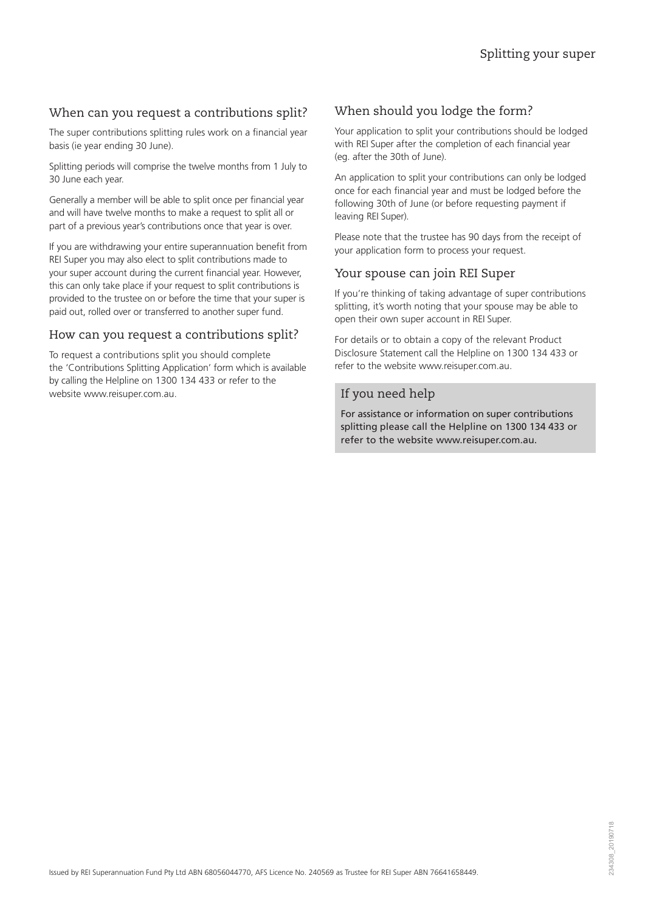## When can you request a contributions split?

The super contributions splitting rules work on a financial year basis (ie year ending 30 June).

Splitting periods will comprise the twelve months from 1 July to 30 June each year.

Generally a member will be able to split once per financial year and will have twelve months to make a request to split all or part of a previous year's contributions once that year is over.

If you are withdrawing your entire superannuation benefit from REI Super you may also elect to split contributions made to your super account during the current financial year. However, this can only take place if your request to split contributions is provided to the trustee on or before the time that your super is paid out, rolled over or transferred to another super fund.

## How can you request a contributions split?

To request a contributions split you should complete the 'Contributions Splitting Application' form which is available by calling the Helpline on 1300 134 433 or refer to the website www.reisuper.com.au.

## When should you lodge the form?

Your application to split your contributions should be lodged with REI Super after the completion of each financial year (eg. after the 30th of June).

An application to split your contributions can only be lodged once for each financial year and must be lodged before the following 30th of June (or before requesting payment if leaving REI Super).

Please note that the trustee has 90 days from the receipt of your application form to process your request.

## Your spouse can join REI Super

If you're thinking of taking advantage of super contributions splitting, it's worth noting that your spouse may be able to open their own super account in REI Super.

For details or to obtain a copy of the relevant Product Disclosure Statement call the Helpline on 1300 134 433 or refer to the website www.reisuper.com.au.

## If you need help

For assistance or information on super contributions splitting please call the Helpline on 1300 134 433 or refer to the website www.reisuper.com.au.

Issued by REI Superannuation Fund Pty Ltd ABN 68056044770, AFS Licence No. 240569 as Trustee for REI Super ABN 76641658449.

234308_20190718